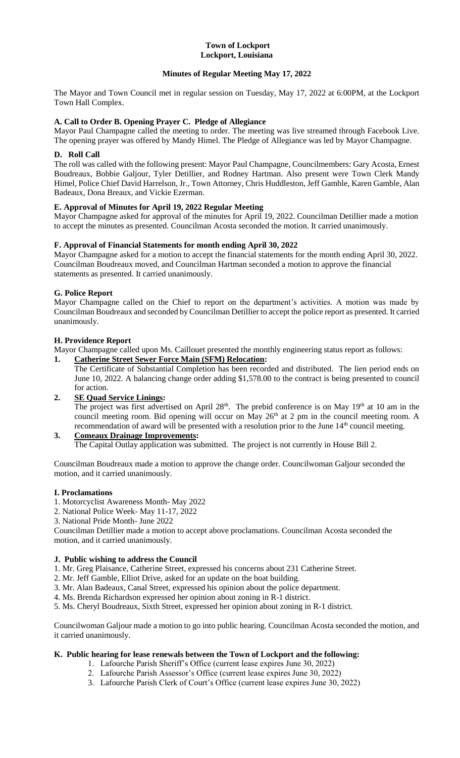**Town of Lockport**
**Lockport, Louisiana**

**Minutes of Regular Meeting May 17, 2022**

The Mayor and Town Council met in regular session on Tuesday, May 17, 2022 at 6:00PM, at the Lockport Town Hall Complex.

### A. Call to Order B. Opening Prayer C. Pledge of Allegiance

Mayor Paul Champagne called the meeting to order. The meeting was live streamed through Facebook Live. The opening prayer was offered by Mandy Himel. The Pledge of Allegiance was led by Mayor Champagne.

### D. Roll Call

The roll was called with the following present: Mayor Paul Champagne, Councilmembers: Gary Acosta, Ernest Boudreaux, Bobbie Galjour, Tyler Detillier, and Rodney Hartman. Also present were Town Clerk Mandy Himel, Police Chief David Harrelson, Jr., Town Attorney, Chris Huddleston, Jeff Gamble, Karen Gamble, Alan Badeaux, Dona Breaux, and Vickie Ezerman.

### E. Approval of Minutes for April 19, 2022 Regular Meeting

Mayor Champagne asked for approval of the minutes for April 19, 2022. Councilman Detillier made a motion to accept the minutes as presented. Councilman Acosta seconded the motion. It carried unanimously.

### F. Approval of Financial Statements for month ending April 30, 2022

Mayor Champagne asked for a motion to accept the financial statements for the month ending April 30, 2022. Councilman Boudreaux moved, and Councilman Hartman seconded a motion to approve the financial statements as presented. It carried unanimously.

### G. Police Report

Mayor Champagne called on the Chief to report on the department's activities. A motion was made by Councilman Boudreaux and seconded by Councilman Detillier to accept the police report as presented. It carried unanimously.

### H. Providence Report

Mayor Champagne called upon Ms. Caillouet presented the monthly engineering status report as follows:

1. **Catherine Street Sewer Force Main (SFM) Relocation:**
   The Certificate of Substantial Completion has been recorded and distributed. The lien period ends on June 10, 2022. A balancing change order adding $1,578.00 to the contract is being presented to council for action.
2. **SE Quad Service Linings:**
   The project was first advertised on April 28th. The prebid conference is on May 19th at 10 am in the council meeting room. Bid opening will occur on May 26th at 2 pm in the council meeting room. A recommendation of award will be presented with a resolution prior to the June 14th council meeting.
3. **Comeaux Drainage Improvements:**
   The Capital Outlay application was submitted. The project is not currently in House Bill 2.

Councilman Boudreaux made a motion to approve the change order. Councilwoman Galjour seconded the motion, and it carried unanimously.

### I. Proclamations

1. Motorcyclist Awareness Month- May 2022
2. National Police Week- May 11-17, 2022
3. National Pride Month- June 2022

Councilman Detillier made a motion to accept above proclamations. Councilman Acosta seconded the motion, and it carried unanimously.

### J. Public wishing to address the Council

1. Mr. Greg Plaisance, Catherine Street, expressed his concerns about 231 Catherine Street.
2. Mr. Jeff Gamble, Elliot Drive, asked for an update on the boat building.
3. Mr. Alan Badeaux, Canal Street, expressed his opinion about the police department.
4. Ms. Brenda Richardson expressed her opinion about zoning in R-1 district.
5. Ms. Cheryl Boudreaux, Sixth Street, expressed her opinion about zoning in R-1 district.

Councilwoman Galjour made a motion to go into public hearing. Councilman Acosta seconded the motion, and it carried unanimously.

### K. Public hearing for lease renewals between the Town of Lockport and the following:

1. Lafourche Parish Sheriff's Office (current lease expires June 30, 2022)
2. Lafourche Parish Assessor's Office (current lease expires June 30, 2022)
3. Lafourche Parish Clerk of Court's Office (current lease expires June 30, 2022)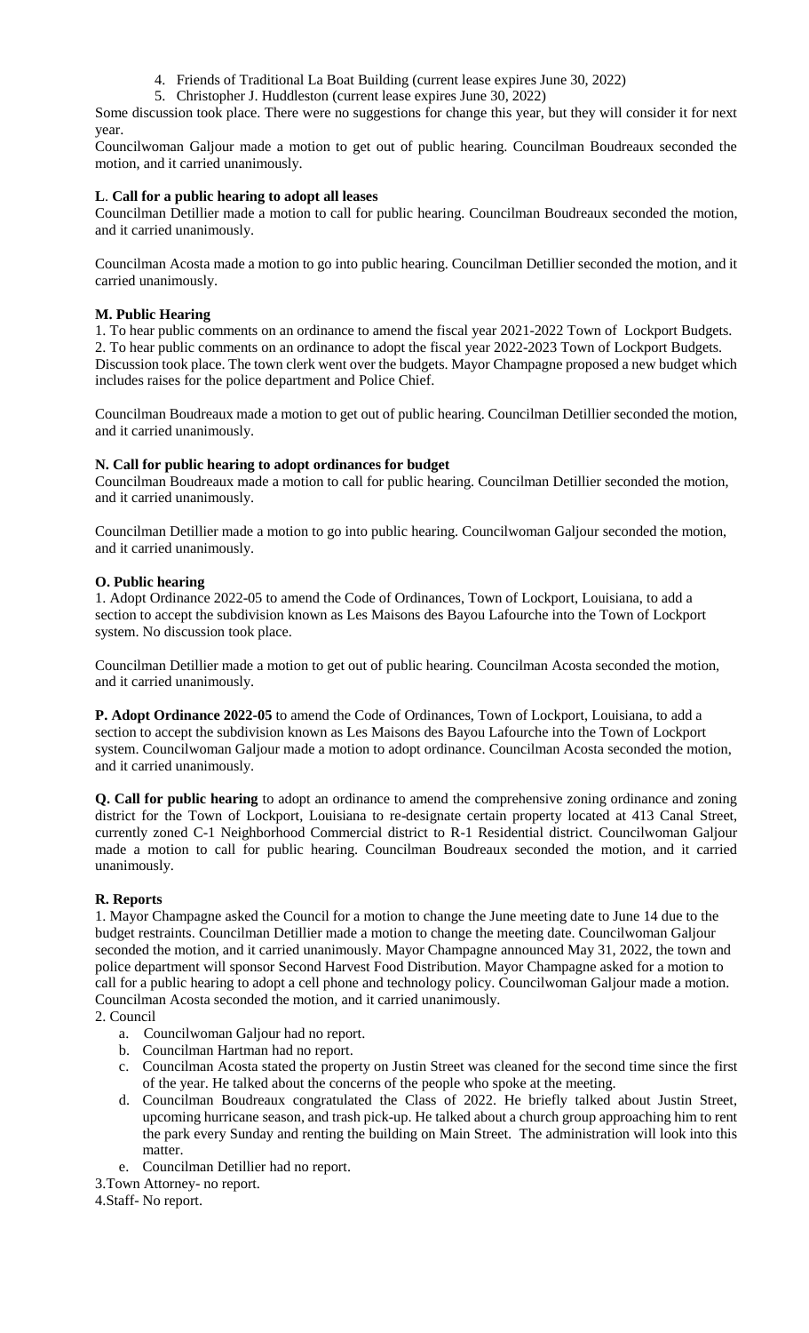4. Friends of Traditional La Boat Building (current lease expires June 30, 2022)
5. Christopher J. Huddleston (current lease expires June 30, 2022)

Some discussion took place. There were no suggestions for change this year, but they will consider it for next year.

Councilwoman Galjour made a motion to get out of public hearing. Councilman Boudreaux seconded the motion, and it carried unanimously.

**L. Call for a public hearing to adopt all leases**

Councilman Detillier made a motion to call for public hearing. Councilman Boudreaux seconded the motion, and it carried unanimously.

Councilman Acosta made a motion to go into public hearing. Councilman Detillier seconded the motion, and it carried unanimously.

**M. Public Hearing**

1. To hear public comments on an ordinance to amend the fiscal year 2021-2022 Town of Lockport Budgets.
2. To hear public comments on an ordinance to adopt the fiscal year 2022-2023 Town of Lockport Budgets.

Discussion took place. The town clerk went over the budgets. Mayor Champagne proposed a new budget which includes raises for the police department and Police Chief.

Councilman Boudreaux made a motion to get out of public hearing. Councilman Detillier seconded the motion, and it carried unanimously.

**N. Call for public hearing to adopt ordinances for budget**

Councilman Boudreaux made a motion to call for public hearing. Councilman Detillier seconded the motion, and it carried unanimously.

Councilman Detillier made a motion to go into public hearing. Councilwoman Galjour seconded the motion, and it carried unanimously.

**O. Public hearing**

1. Adopt Ordinance 2022-05 to amend the Code of Ordinances, Town of Lockport, Louisiana, to add a section to accept the subdivision known as Les Maisons des Bayou Lafourche into the Town of Lockport system. No discussion took place.

Councilman Detillier made a motion to get out of public hearing. Councilman Acosta seconded the motion, and it carried unanimously.

**P. Adopt Ordinance 2022-05** to amend the Code of Ordinances, Town of Lockport, Louisiana, to add a section to accept the subdivision known as Les Maisons des Bayou Lafourche into the Town of Lockport system. Councilwoman Galjour made a motion to adopt ordinance. Councilman Acosta seconded the motion, and it carried unanimously.

**Q. Call for public hearing** to adopt an ordinance to amend the comprehensive zoning ordinance and zoning district for the Town of Lockport, Louisiana to re-designate certain property located at 413 Canal Street, currently zoned C-1 Neighborhood Commercial district to R-1 Residential district. Councilwoman Galjour made a motion to call for public hearing. Councilman Boudreaux seconded the motion, and it carried unanimously.

**R. Reports**

1. Mayor Champagne asked the Council for a motion to change the June meeting date to June 14 due to the budget restraints. Councilman Detillier made a motion to change the meeting date. Councilwoman Galjour seconded the motion, and it carried unanimously. Mayor Champagne announced May 31, 2022, the town and police department will sponsor Second Harvest Food Distribution. Mayor Champagne asked for a motion to call for a public hearing to adopt a cell phone and technology policy. Councilwoman Galjour made a motion. Councilman Acosta seconded the motion, and it carried unanimously.
2. Council
   a. Councilwoman Galjour had no report.
   b. Councilman Hartman had no report.
   c. Councilman Acosta stated the property on Justin Street was cleaned for the second time since the first of the year. He talked about the concerns of the people who spoke at the meeting.
   d. Councilman Boudreaux congratulated the Class of 2022. He briefly talked about Justin Street, upcoming hurricane season, and trash pick-up. He talked about a church group approaching him to rent the park every Sunday and renting the building on Main Street. The administration will look into this matter.
   e. Councilman Detillier had no report.
3. Town Attorney- no report.
4. Staff- No report.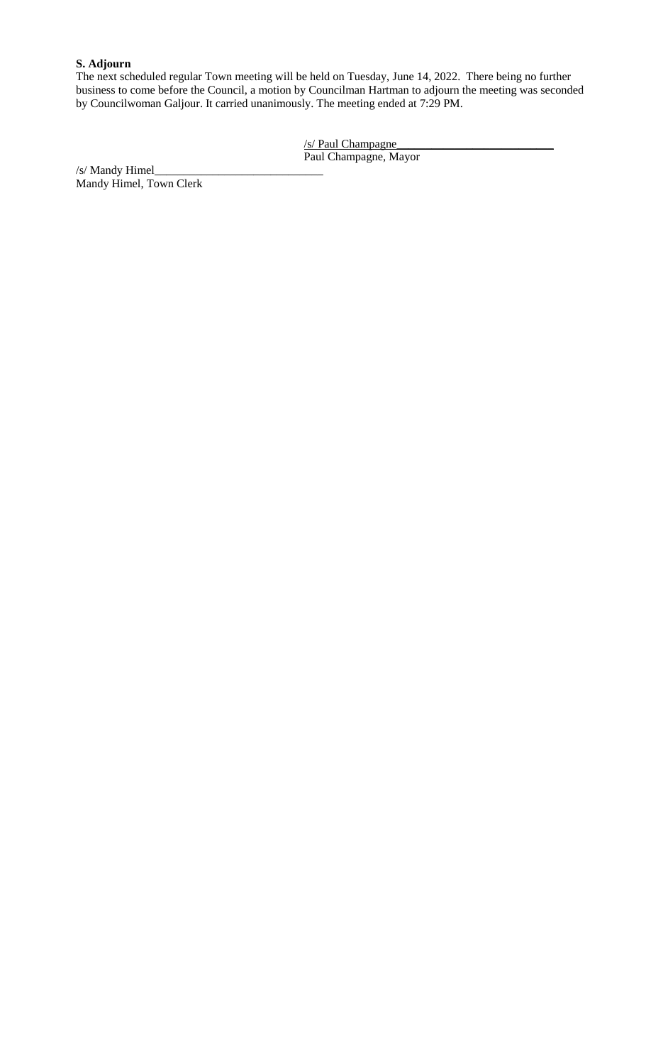**S. Adjourn**

The next scheduled regular Town meeting will be held on Tuesday, June 14, 2022. There being no further business to come before the Council, a motion by Councilman Hartman to adjourn the meeting was seconded by Councilwoman Galjour. It carried unanimously. The meeting ended at 7:29 PM.

/s/ Paul Champagne___________________________
Paul Champagne, Mayor

/s/ Mandy Himel_____________________________
Mandy Himel, Town Clerk